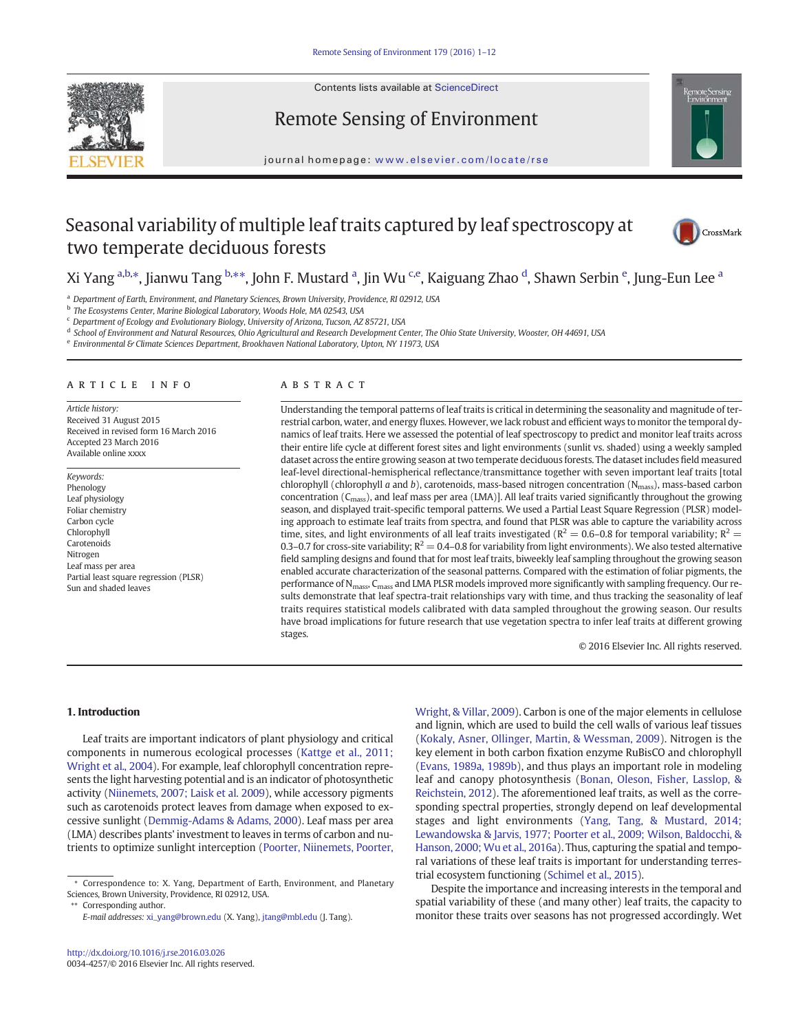Contents lists available at ScienceDirect

Remote Sensing of Environment

journal homepage: www.elsevier.com/locate/rse

# Seasonal variability of multiple leaf traits captured by leaf spectroscopy at two temperate deciduous forests

Xi Yang [a,b,*], Jianwu Tang [b,**], John F. Mustard [a], Jin Wu [c,e], Kaiguang Zhao [d], Shawn Serbin [e], Jung-Eun Lee [a]

[a] Department of Earth, Environment, and Planetary Sciences, Brown University, Providence, RI 02912, USA
[b] The Ecosystems Center, Marine Biological Laboratory, Woods Hole, MA 02543, USA
[c] Department of Ecology and Evolutionary Biology, University of Arizona, Tucson, AZ 85721, USA
[d] School of Environment and Natural Resources, Ohio Agricultural and Research Development Center, The Ohio State University, Wooster, OH 44691, USA
[e] Environmental & Climate Sciences Department, Brookhaven National Laboratory, Upton, NY 11973, USA

## ARTICLE INFO

*Article history:*
Received 31 August 2015
Received in revised form 16 March 2016
Accepted 23 March 2016
Available online xxxx

*Keywords:*
Phenology
Leaf physiology
Foliar chemistry
Carbon cycle
Chlorophyll
Carotenoids
Nitrogen
Leaf mass per area
Partial least square regression (PLSR)
Sun and shaded leaves

## ABSTRACT

Understanding the temporal patterns of leaf traits is critical in determining the seasonality and magnitude of terrestrial carbon, water, and energy fluxes. However, we lack robust and efficient ways to monitor the temporal dynamics of leaf traits. Here we assessed the potential of leaf spectroscopy to predict and monitor leaf traits across their entire life cycle at different forest sites and light environments (sunlit vs. shaded) using a weekly sampled dataset across the entire growing season at two temperate deciduous forests. The dataset includes field measured leaf-level directional-hemispherical reflectance/transmittance together with seven important leaf traits [total chlorophyll (chlorophyll *a* and *b*), carotenoids, mass-based nitrogen concentration ($N_{mass}$), mass-based carbon concentration ($C_{mass}$), and leaf mass per area (LMA)]. All leaf traits varied significantly throughout the growing season, and displayed trait-specific temporal patterns. We used a Partial Least Square Regression (PLSR) modeling approach to estimate leaf traits from spectra, and found that PLSR was able to capture the variability across time, sites, and light environments of all leaf traits investigated ($R^2 = 0.6$–$0.8$ for temporal variability; $R^2 = 0.3$–$0.7$ for cross-site variability; $R^2 = 0.4$–$0.8$ for variability from light environments). We also tested alternative field sampling designs and found that for most leaf traits, biweekly leaf sampling throughout the growing season enabled accurate characterization of the seasonal patterns. Compared with the estimation of foliar pigments, the performance of $N_{mass}$, $C_{mass}$ and LMA PLSR models improved more significantly with sampling frequency. Our results demonstrate that leaf spectra-trait relationships vary with time, and thus tracking the seasonality of leaf traits requires statistical models calibrated with data sampled throughout the growing season. Our results have broad implications for future research that use vegetation spectra to infer leaf traits at different growing stages.

© 2016 Elsevier Inc. All rights reserved.

## 1. Introduction

Leaf traits are important indicators of plant physiology and critical components in numerous ecological processes (Kattge et al., 2011; Wright et al., 2004). For example, leaf chlorophyll concentration represents the light harvesting potential and is an indicator of photosynthetic activity (Niinemets, 2007; Laisk et al. 2009), while accessory pigments such as carotenoids protect leaves from damage when exposed to excessive sunlight (Demmig-Adams & Adams, 2000). Leaf mass per area (LMA) describes plants' investment to leaves in terms of carbon and nutrients to optimize sunlight interception (Poorter, Niinemets, Poorter, Wright, & Villar, 2009). Carbon is one of the major elements in cellulose and lignin, which are used to build the cell walls of various leaf tissues (Kokaly, Asner, Ollinger, Martin, & Wessman, 2009). Nitrogen is the key element in both carbon fixation enzyme RuBisCO and chlorophyll (Evans, 1989a, 1989b), and thus plays an important role in modeling leaf and canopy photosynthesis (Bonan, Oleson, Fisher, Lasslop, & Reichstein, 2012). The aforementioned leaf traits, as well as the corresponding spectral properties, strongly depend on leaf developmental stages and light environments (Yang, Tang, & Mustard, 2014; Lewandowska & Jarvis, 1977; Poorter et al., 2009; Wilson, Baldocchi, & Hanson, 2000; Wu et al., 2016a). Thus, capturing the spatial and temporal variations of these leaf traits is important for understanding terrestrial ecosystem functioning (Schimel et al., 2015).

Despite the importance and increasing interests in the temporal and spatial variability of these (and many other) leaf traits, the capacity to monitor these traits over seasons has not progressed accordingly. Wet

\* Correspondence to: X. Yang, Department of Earth, Environment, and Planetary Sciences, Brown University, Providence, RI 02912, USA.
\** Corresponding author.
*E-mail addresses:* xi_yang@brown.edu (X. Yang), jtang@mbl.edu (J. Tang).

http://dx.doi.org/10.1016/j.rse.2016.03.026
0034-4257/© 2016 Elsevier Inc. All rights reserved.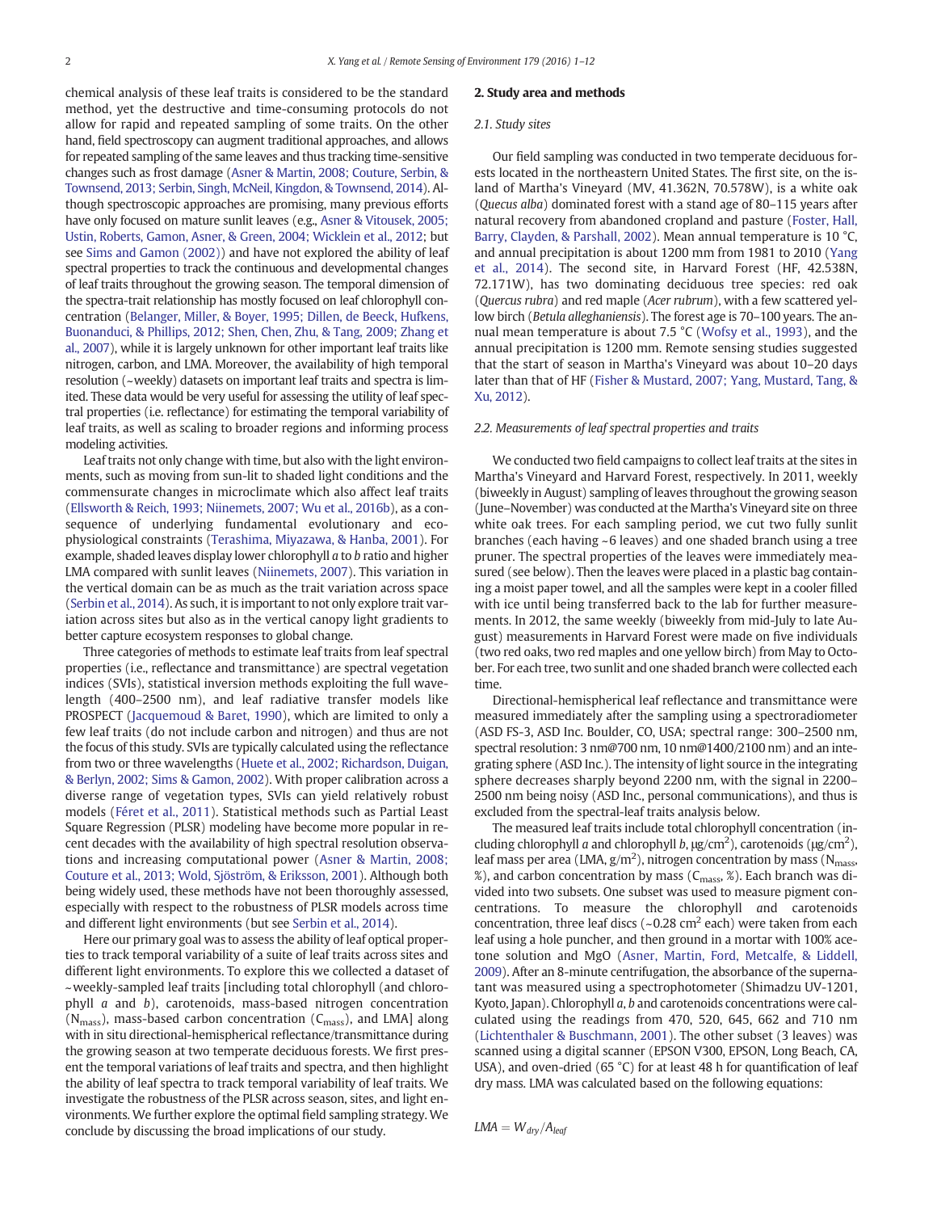chemical analysis of these leaf traits is considered to be the standard method, yet the destructive and time-consuming protocols do not allow for rapid and repeated sampling of some traits. On the other hand, field spectroscopy can augment traditional approaches, and allows for repeated sampling of the same leaves and thus tracking time-sensitive changes such as frost damage (Asner & Martin, 2008; Couture, Serbin, & Townsend, 2013; Serbin, Singh, McNeil, Kingdon, & Townsend, 2014). Although spectroscopic approaches are promising, many previous efforts have only focused on mature sunlit leaves (e.g., Asner & Vitousek, 2005; Ustin, Roberts, Gamon, Asner, & Green, 2004; Wicklein et al., 2012; but see Sims and Gamon (2002)) and have not explored the ability of leaf spectral properties to track the continuous and developmental changes of leaf traits throughout the growing season. The temporal dimension of the spectra-trait relationship has mostly focused on leaf chlorophyll concentration (Belanger, Miller, & Boyer, 1995; Dillen, de Beeck, Hufkens, Buonanduci, & Phillips, 2012; Shen, Chen, Zhu, & Tang, 2009; Zhang et al., 2007), while it is largely unknown for other important leaf traits like nitrogen, carbon, and LMA. Moreover, the availability of high temporal resolution (~weekly) datasets on important leaf traits and spectra is limited. These data would be very useful for assessing the utility of leaf spectral properties (i.e. reflectance) for estimating the temporal variability of leaf traits, as well as scaling to broader regions and informing process modeling activities.

Leaf traits not only change with time, but also with the light environments, such as moving from sun-lit to shaded light conditions and the commensurate changes in microclimate which also affect leaf traits (Ellsworth & Reich, 1993; Niinemets, 2007; Wu et al., 2016b), as a consequence of underlying fundamental evolutionary and ecophysiological constraints (Terashima, Miyazawa, & Hanba, 2001). For example, shaded leaves display lower chlorophyll *a* to *b* ratio and higher LMA compared with sunlit leaves (Niinemets, 2007). This variation in the vertical domain can be as much as the trait variation across space (Serbin et al., 2014). As such, it is important to not only explore trait variation across sites but also as in the vertical canopy light gradients to better capture ecosystem responses to global change.

Three categories of methods to estimate leaf traits from leaf spectral properties (i.e., reflectance and transmittance) are spectral vegetation indices (SVIs), statistical inversion methods exploiting the full wavelength (400–2500 nm), and leaf radiative transfer models like PROSPECT (Jacquemoud & Baret, 1990), which are limited to only a few leaf traits (do not include carbon and nitrogen) and thus are not the focus of this study. SVIs are typically calculated using the reflectance from two or three wavelengths (Huete et al., 2002; Richardson, Duigan, & Berlyn, 2002; Sims & Gamon, 2002). With proper calibration across a diverse range of vegetation types, SVIs can yield relatively robust models (Féret et al., 2011). Statistical methods such as Partial Least Square Regression (PLSR) modeling have become more popular in recent decades with the availability of high spectral resolution observations and increasing computational power (Asner & Martin, 2008; Couture et al., 2013; Wold, Sjöström, & Eriksson, 2001). Although both being widely used, these methods have not been thoroughly assessed, especially with respect to the robustness of PLSR models across time and different light environments (but see Serbin et al., 2014).

Here our primary goal was to assess the ability of leaf optical properties to track temporal variability of a suite of leaf traits across sites and different light environments. To explore this we collected a dataset of ~weekly-sampled leaf traits [including total chlorophyll (and chlorophyll *a* and *b*), carotenoids, mass-based nitrogen concentration ($N_{mass}$), mass-based carbon concentration ($C_{mass}$), and LMA] along with in situ directional-hemispherical reflectance/transmittance during the growing season at two temperate deciduous forests. We first present the temporal variations of leaf traits and spectra, and then highlight the ability of leaf spectra to track temporal variability of leaf traits. We investigate the robustness of the PLSR across season, sites, and light environments. We further explore the optimal field sampling strategy. We conclude by discussing the broad implications of our study.

## 2. Study area and methods

### 2.1. Study sites

Our field sampling was conducted in two temperate deciduous forests located in the northeastern United States. The first site, on the island of Martha's Vineyard (MV, 41.362N, 70.578W), is a white oak (*Quecus alba*) dominated forest with a stand age of 80–115 years after natural recovery from abandoned cropland and pasture (Foster, Hall, Barry, Clayden, & Parshall, 2002). Mean annual temperature is 10 °C, and annual precipitation is about 1200 mm from 1981 to 2010 (Yang et al., 2014). The second site, in Harvard Forest (HF, 42.538N, 72.171W), has two dominating deciduous tree species: red oak (*Quercus rubra*) and red maple (*Acer rubrum*), with a few scattered yellow birch (*Betula alleghaniensis*). The forest age is 70–100 years. The annual mean temperature is about 7.5 °C (Wofsy et al., 1993), and the annual precipitation is 1200 mm. Remote sensing studies suggested that the start of season in Martha's Vineyard was about 10–20 days later than that of HF (Fisher & Mustard, 2007; Yang, Mustard, Tang, & Xu, 2012).

### 2.2. Measurements of leaf spectral properties and traits

We conducted two field campaigns to collect leaf traits at the sites in Martha's Vineyard and Harvard Forest, respectively. In 2011, weekly (biweekly in August) sampling of leaves throughout the growing season (June–November) was conducted at the Martha's Vineyard site on three white oak trees. For each sampling period, we cut two fully sunlit branches (each having ~6 leaves) and one shaded branch using a tree pruner. The spectral properties of the leaves were immediately measured (see below). Then the leaves were placed in a plastic bag containing a moist paper towel, and all the samples were kept in a cooler filled with ice until being transferred back to the lab for further measurements. In 2012, the same weekly (biweekly from mid-July to late August) measurements in Harvard Forest were made on five individuals (two red oaks, two red maples and one yellow birch) from May to October. For each tree, two sunlit and one shaded branch were collected each time.

Directional-hemispherical leaf reflectance and transmittance were measured immediately after the sampling using a spectroradiometer (ASD FS-3, ASD Inc. Boulder, CO, USA; spectral range: 300–2500 nm, spectral resolution: 3 nm@700 nm, 10 nm@1400/2100 nm) and an integrating sphere (ASD Inc.). The intensity of light source in the integrating sphere decreases sharply beyond 2200 nm, with the signal in 2200–2500 nm being noisy (ASD Inc., personal communications), and thus is excluded from the spectral-leaf traits analysis below.

The measured leaf traits include total chlorophyll concentration (including chlorophyll *a* and chlorophyll *b*, μg/cm$^2$), carotenoids (μg/cm$^2$), leaf mass per area (LMA, g/m$^2$), nitrogen concentration by mass ($N_{mass}$, %), and carbon concentration by mass ($C_{mass}$, %). Each branch was divided into two subsets. One subset was used to measure pigment concentrations. To measure the chlorophyll *a*nd carotenoids concentration, three leaf discs (~0.28 cm$^2$ each) were taken from each leaf using a hole puncher, and then ground in a mortar with 100% acetone solution and MgO (Asner, Martin, Ford, Metcalfe, & Liddell, 2009). After an 8-minute centrifugation, the absorbance of the supernatant was measured using a spectrophotometer (Shimadzu UV-1201, Kyoto, Japan). Chlorophyll *a*, *b* and carotenoids concentrations were calculated using the readings from 470, 520, 645, 662 and 710 nm (Lichtenthaler & Buschmann, 2001). The other subset (3 leaves) was scanned using a digital scanner (EPSON V300, EPSON, Long Beach, CA, USA), and oven-dried (65 °C) for at least 48 h for quantification of leaf dry mass. LMA was calculated based on the following equations:

$$LMA = W_{dry}/A_{leaf}$$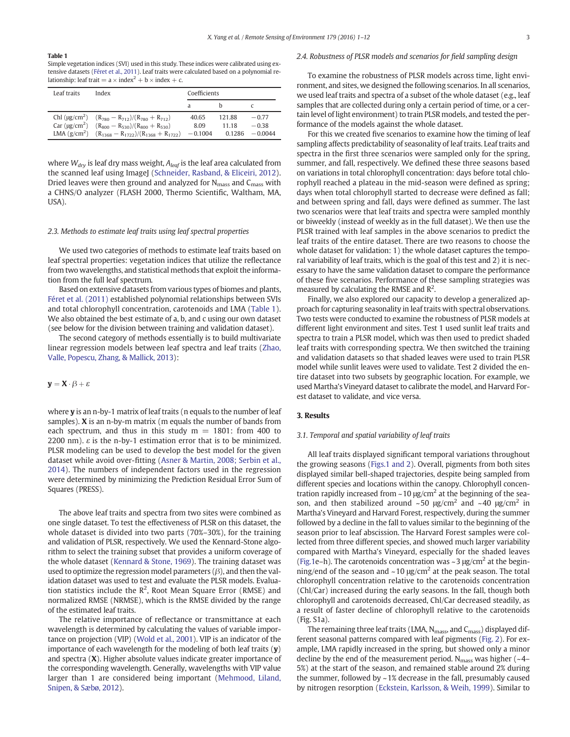**Table 1**
Simple vegetation indices (SVI) used in this study. These indices were calibrated using extensive datasets (Féret et al., 2011). Leaf traits were calculated based on a polynomial relationship: leaf trait = a × index$^2$ + b × index + c.

| Leaf traits | Index | Coefficients | | |
|---|---|---|---|---|
| | | a | b | c |
| Chl (μg/cm$^2$) | $(R_{780} - R_{712})/(R_{780} + R_{712})$ | 40.65 | 121.88 | −0.77 |
| Car (μg/cm$^2$) | $(R_{800} - R_{530})/(R_{800} + R_{530})$ | 8.09 | 11.18 | −0.38 |
| LMA (g/cm$^2$) | $(R_{1368} - R_{1722})/(R_{1368} + R_{1722})$ | −0.1004 | 0.1286 | −0.0044 |

where $W_{dry}$ is leaf dry mass weight, $A_{leaf}$ is the leaf area calculated from the scanned leaf using ImageJ (Schneider, Rasband, & Eliceiri, 2012). Dried leaves were then ground and analyzed for $N_{mass}$ and $C_{mass}$ with a CHNS/O analyzer (FLASH 2000, Thermo Scientific, Waltham, MA, USA).

### 2.3. Methods to estimate leaf traits using leaf spectral properties

We used two categories of methods to estimate leaf traits based on leaf spectral properties: vegetation indices that utilize the reflectance from two wavelengths, and statistical methods that exploit the information from the full leaf spectrum.

Based on extensive datasets from various types of biomes and plants, Féret et al. (2011) established polynomial relationships between SVIs and total chlorophyll concentration, carotenoids and LMA (Table 1). We also obtained the best estimate of a, b, and c using our own dataset (see below for the division between training and validation dataset).

The second category of methods essentially is to build multivariate linear regression models between leaf spectra and leaf traits (Zhao, Valle, Popescu, Zhang, & Mallick, 2013):

$$\mathbf{y} = \mathbf{X} \cdot \beta + \varepsilon$$

where $\mathbf{y}$ is an n-by-1 matrix of leaf traits (n equals to the number of leaf samples). $\mathbf{X}$ is an n-by-m matrix (m equals the number of bands from each spectrum, and thus in this study m = 1801: from 400 to 2200 nm). $\varepsilon$ is the n-by-1 estimation error that is to be minimized. PLSR modeling can be used to develop the best model for the given dataset while avoid over-fitting (Asner & Martin, 2008; Serbin et al., 2014). The numbers of independent factors used in the regression were determined by minimizing the Prediction Residual Error Sum of Squares (PRESS).

The above leaf traits and spectra from two sites were combined as one single dataset. To test the effectiveness of PLSR on this dataset, the whole dataset is divided into two parts (70%–30%), for the training and validation of PLSR, respectively. We used the Kennard-Stone algorithm to select the training subset that provides a uniform coverage of the whole dataset (Kennard & Stone, 1969). The training dataset was used to optimize the regression model parameters ($\beta$), and then the validation dataset was used to test and evaluate the PLSR models. Evaluation statistics include the $R^2$, Root Mean Square Error (RMSE) and normalized RMSE (NRMSE), which is the RMSE divided by the range of the estimated leaf traits.

The relative importance of reflectance or transmittance at each wavelength is determined by calculating the values of variable importance on projection (VIP) (Wold et al., 2001). VIP is an indicator of the importance of each wavelength for the modeling of both leaf traits ($\mathbf{y}$) and spectra ($\mathbf{X}$). Higher absolute values indicate greater importance of the corresponding wavelength. Generally, wavelengths with VIP value larger than 1 are considered being important (Mehmood, Liland, Snipen, & Sæbø, 2012).

### 2.4. Robustness of PLSR models and scenarios for field sampling design

To examine the robustness of PLSR models across time, light environment, and sites, we designed the following scenarios. In all scenarios, we used leaf traits and spectra of a subset of the whole dataset (e.g., leaf samples that are collected during only a certain period of time, or a certain level of light environment) to train PLSR models, and tested the performance of the models against the whole dataset.

For this we created five scenarios to examine how the timing of leaf sampling affects predictability of seasonality of leaf traits. Leaf traits and spectra in the first three scenarios were sampled only for the spring, summer, and fall, respectively. We defined these three seasons based on variations in total chlorophyll concentration: days before total chlorophyll reached a plateau in the mid-season were defined as spring; days when total chlorophyll started to decrease were defined as fall; and between spring and fall, days were defined as summer. The last two scenarios were that leaf traits and spectra were sampled monthly or biweekly (instead of weekly as in the full dataset). We then use the PLSR trained with leaf samples in the above scenarios to predict the leaf traits of the entire dataset. There are two reasons to choose the whole dataset for validation: 1) the whole dataset captures the temporal variability of leaf traits, which is the goal of this test and 2) it is necessary to have the same validation dataset to compare the performance of these five scenarios. Performance of these sampling strategies was measured by calculating the RMSE and $R^2$.

Finally, we also explored our capacity to develop a generalized approach for capturing seasonality in leaf traits with spectral observations. Two tests were conducted to examine the robustness of PLSR models at different light environment and sites. Test 1 used sunlit leaf traits and spectra to train a PLSR model, which was then used to predict shaded leaf traits with corresponding spectra. We then switched the training and validation datasets so that shaded leaves were used to train PLSR model while sunlit leaves were used to validate. Test 2 divided the entire dataset into two subsets by geographic location. For example, we used Martha's Vineyard dataset to calibrate the model, and Harvard Forest dataset to validate, and vice versa.

## 3. Results

### 3.1. Temporal and spatial variability of leaf traits

All leaf traits displayed significant temporal variations throughout the growing seasons (Figs.1 and 2). Overall, pigments from both sites displayed similar bell-shaped trajectories, despite being sampled from different species and locations within the canopy. Chlorophyll concentration rapidly increased from ~10 μg/cm$^2$ at the beginning of the season, and then stabilized around ~50 μg/cm$^2$ and ~40 μg/cm$^2$ in Martha's Vineyard and Harvard Forest, respectively, during the summer followed by a decline in the fall to values similar to the beginning of the season prior to leaf abscission. The Harvard Forest samples were collected from three different species, and showed much larger variability compared with Martha's Vineyard, especially for the shaded leaves (Fig.1e–h). The carotenoids concentration was ~3 μg/cm$^2$ at the beginning/end of the season and ~10 μg/cm$^2$ at the peak season. The total chlorophyll concentration relative to the carotenoids concentration (Chl/Car) increased during the early seasons. In the fall, though both chlorophyll and carotenoids decreased, Chl/Car decreased steadily, as a result of faster decline of chlorophyll relative to the carotenoids (Fig. S1a).

The remaining three leaf traits (LMA, $N_{mass}$, and $C_{mass}$) displayed different seasonal patterns compared with leaf pigments (Fig. 2). For example, LMA rapidly increased in the spring, but showed only a minor decline by the end of the measurement period. $N_{mass}$ was higher (~4–5%) at the start of the season, and remained stable around 2% during the summer, followed by ~1% decrease in the fall, presumably caused by nitrogen resorption (Eckstein, Karlsson, & Weih, 1999). Similar to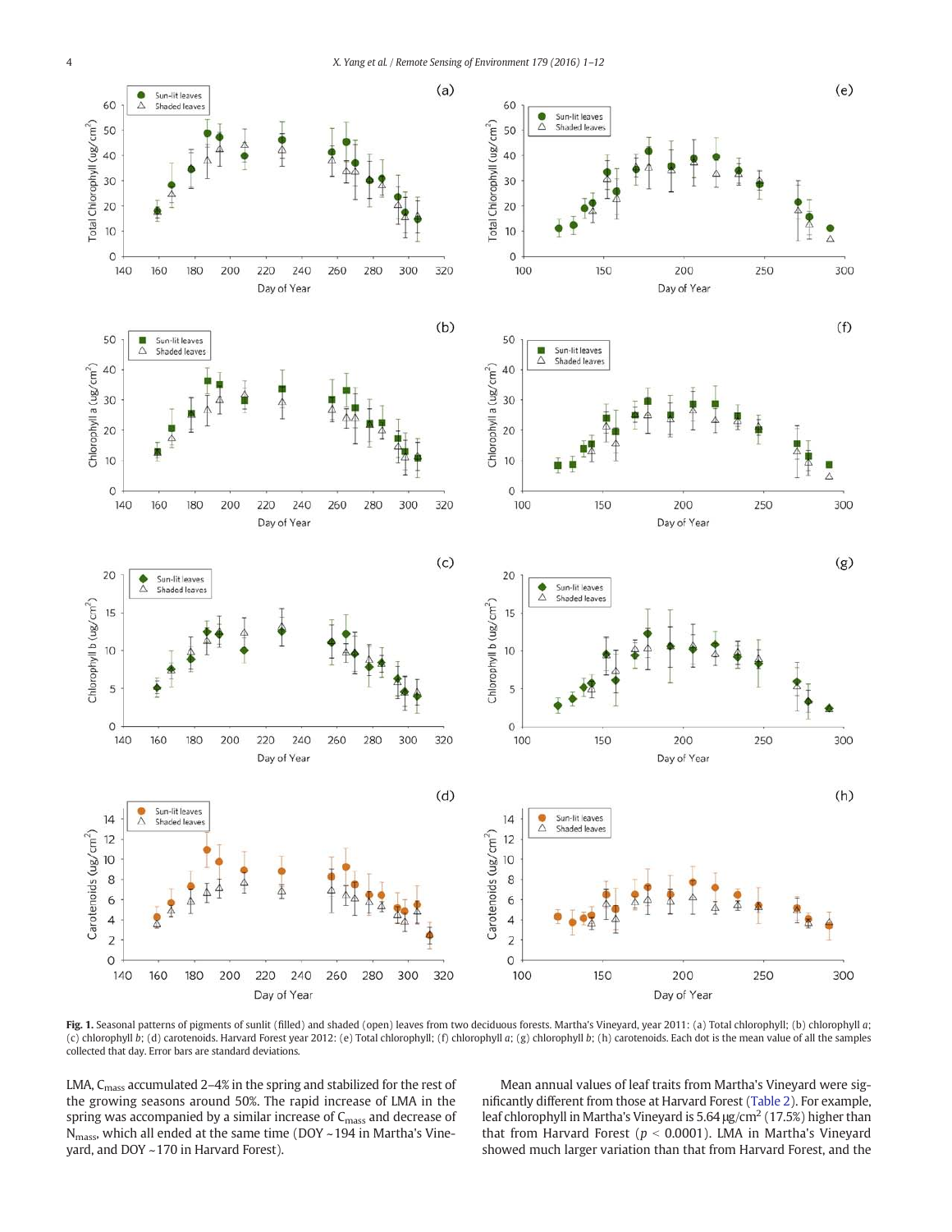**Fig. 1.** Seasonal patterns of pigments of sunlit (filled) and shaded (open) leaves from two deciduous forests. Martha's Vineyard, year 2011: (a) Total chlorophyll; (b) chlorophyll *a*; (c) chlorophyll *b*; (d) carotenoids. Harvard Forest year 2012: (e) Total chlorophyll; (f) chlorophyll *a*; (g) chlorophyll *b*; (h) carotenoids. Each dot is the mean value of all the samples collected that day. Error bars are standard deviations.

LMA, $C_{mass}$ accumulated 2–4% in the spring and stabilized for the rest of the growing seasons around 50%. The rapid increase of LMA in the spring was accompanied by a similar increase of $C_{mass}$ and decrease of $N_{mass}$, which all ended at the same time (DOY ~194 in Martha's Vineyard, and DOY ~170 in Harvard Forest).

Mean annual values of leaf traits from Martha's Vineyard were significantly different from those at Harvard Forest (Table 2). For example, leaf chlorophyll in Martha's Vineyard is 5.64 μg/cm$^2$ (17.5%) higher than that from Harvard Forest ($p < 0.0001$). LMA in Martha's Vineyard showed much larger variation than that from Harvard Forest, and the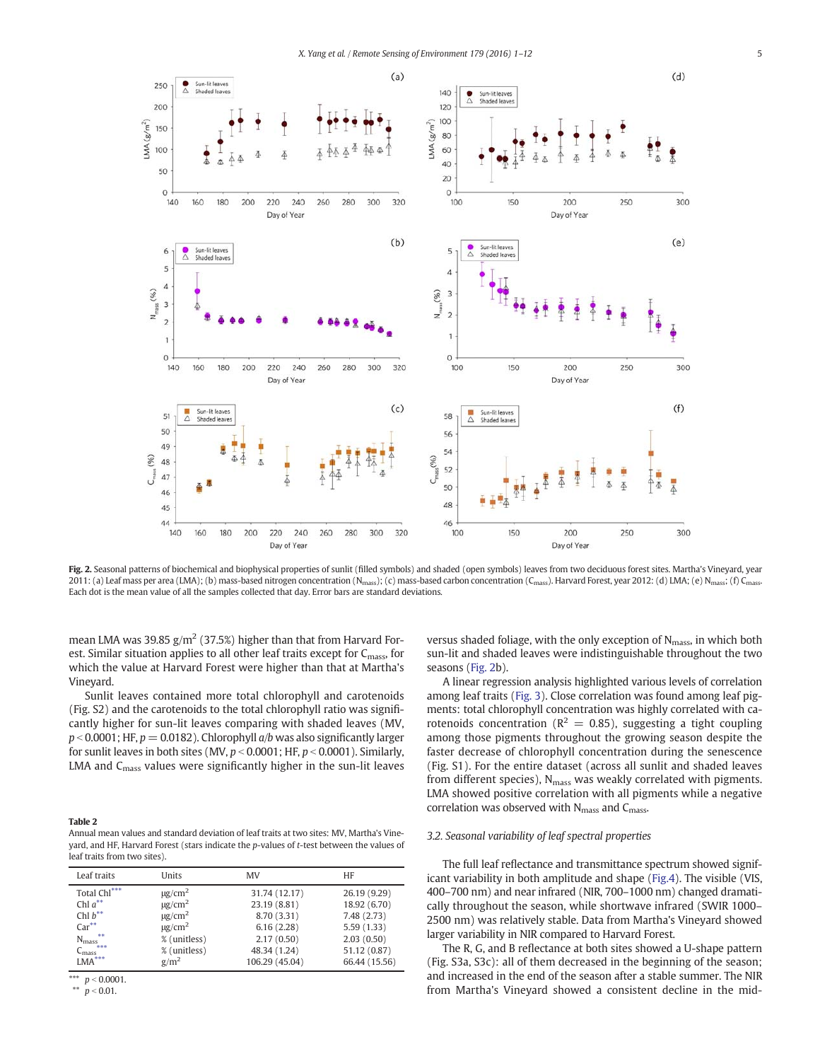**Fig. 2.** Seasonal patterns of biochemical and biophysical properties of sunlit (filled symbols) and shaded (open symbols) leaves from two deciduous forest sites. Martha's Vineyard, year 2011: (a) Leaf mass per area (LMA); (b) mass-based nitrogen concentration ($N_{mass}$); (c) mass-based carbon concentration ($C_{mass}$). Harvard Forest, year 2012: (d) LMA; (e) $N_{mass}$; (f) $C_{mass}$. Each dot is the mean value of all the samples collected that day. Error bars are standard deviations.

mean LMA was 39.85 $g/m^2$ (37.5%) higher than that from Harvard Forest. Similar situation applies to all other leaf traits except for $C_{mass}$, for which the value at Harvard Forest were higher than that at Martha's Vineyard.

Sunlit leaves contained more total chlorophyll and carotenoids (Fig. S2) and the carotenoids to the total chlorophyll ratio was significantly higher for sun-lit leaves comparing with shaded leaves (MV, $p < 0.0001$; HF, $p = 0.0182$). Chlorophyll *a*/*b* was also significantly larger for sunlit leaves in both sites (MV, $p < 0.0001$; HF, $p < 0.0001$). Similarly, LMA and $C_{mass}$ values were significantly higher in the sun-lit leaves versus shaded foliage, with the only exception of $N_{mass}$, in which both sun-lit and shaded leaves were indistinguishable throughout the two seasons (Fig. 2b).

A linear regression analysis highlighted various levels of correlation among leaf traits (Fig. 3). Close correlation was found among leaf pigments: total chlorophyll concentration was highly correlated with carotenoids concentration ($R^2 = 0.85$), suggesting a tight coupling among those pigments throughout the growing season despite the faster decrease of chlorophyll concentration during the senescence (Fig. S1). For the entire dataset (across all sunlit and shaded leaves from different species), $N_{mass}$ was weakly correlated with pigments. LMA showed positive correlation with all pigments while a negative correlation was observed with $N_{mass}$ and $C_{mass}$.

**Table 2**
Annual mean values and standard deviation of leaf traits at two sites: MV, Martha's Vineyard, and HF, Harvard Forest (stars indicate the *p*-values of *t*-test between the values of leaf traits from two sites).

| Leaf traits | Units | MV | HF |
|---|---|---|---|
| Total Chl*** | $\mu g/cm^2$ | 31.74 (12.17) | 26.19 (9.29) |
| Chl *a*** | $\mu g/cm^2$ | 23.19 (8.81) | 18.92 (6.70) |
| Chl *b*** | $\mu g/cm^2$ | 8.70 (3.31) | 7.48 (2.73) |
| Car** | $\mu g/cm^2$ | 6.16 (2.28) | 5.59 (1.33) |
| $N_{mass}$** | % (unitless) | 2.17 (0.50) | 2.03 (0.50) |
| $C_{mass}$*** | % (unitless) | 48.34 (1.24) | 51.12 (0.87) |
| LMA*** | $g/m^2$ | 106.29 (45.04) | 66.44 (15.56) |

*** $p < 0.0001$.
** $p < 0.01$.

### 3.2. Seasonal variability of leaf spectral properties

The full leaf reflectance and transmittance spectrum showed significant variability in both amplitude and shape (Fig.4). The visible (VIS, 400–700 nm) and near infrared (NIR, 700–1000 nm) changed dramatically throughout the season, while shortwave infrared (SWIR 1000–2500 nm) was relatively stable. Data from Martha's Vineyard showed larger variability in NIR compared to Harvard Forest.

The R, G, and B reflectance at both sites showed a U-shape pattern (Fig. S3a, S3c): all of them decreased in the beginning of the season; and increased in the end of the season after a stable summer. The NIR from Martha's Vineyard showed a consistent decline in the mid-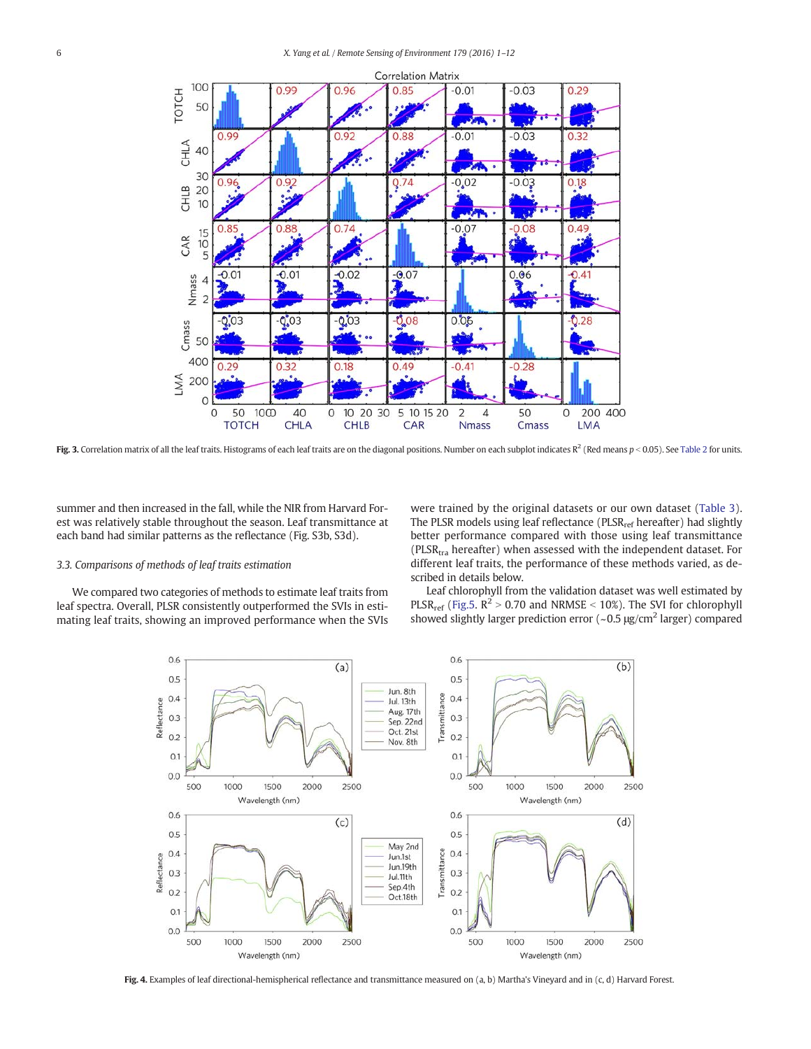Fig. 3. Correlation matrix of all the leaf traits. Histograms of each leaf traits are on the diagonal positions. Number on each subplot indicates $R^2$ (Red means $p < 0.05$). See Table 2 for units.

summer and then increased in the fall, while the NIR from Harvard Forest was relatively stable throughout the season. Leaf transmittance at each band had similar patterns as the reflectance (Fig. S3b, S3d).

### 3.3. Comparisons of methods of leaf traits estimation

We compared two categories of methods to estimate leaf traits from leaf spectra. Overall, PLSR consistently outperformed the SVIs in estimating leaf traits, showing an improved performance when the SVIs were trained by the original datasets or our own dataset (Table 3). The PLSR models using leaf reflectance ($PLSR_{ref}$ hereafter) had slightly better performance compared with those using leaf transmittance ($PLSR_{tra}$ hereafter) when assessed with the independent dataset. For different leaf traits, the performance of these methods varied, as described in details below.

Leaf chlorophyll from the validation dataset was well estimated by $PLSR_{ref}$ (Fig.5. $R^2 > 0.70$ and NRMSE < 10%). The SVI for chlorophyll showed slightly larger prediction error (~0.5 μg/cm$^2$ larger) compared

Fig. 4. Examples of leaf directional-hemispherical reflectance and transmittance measured on (a, b) Martha's Vineyard and in (c, d) Harvard Forest.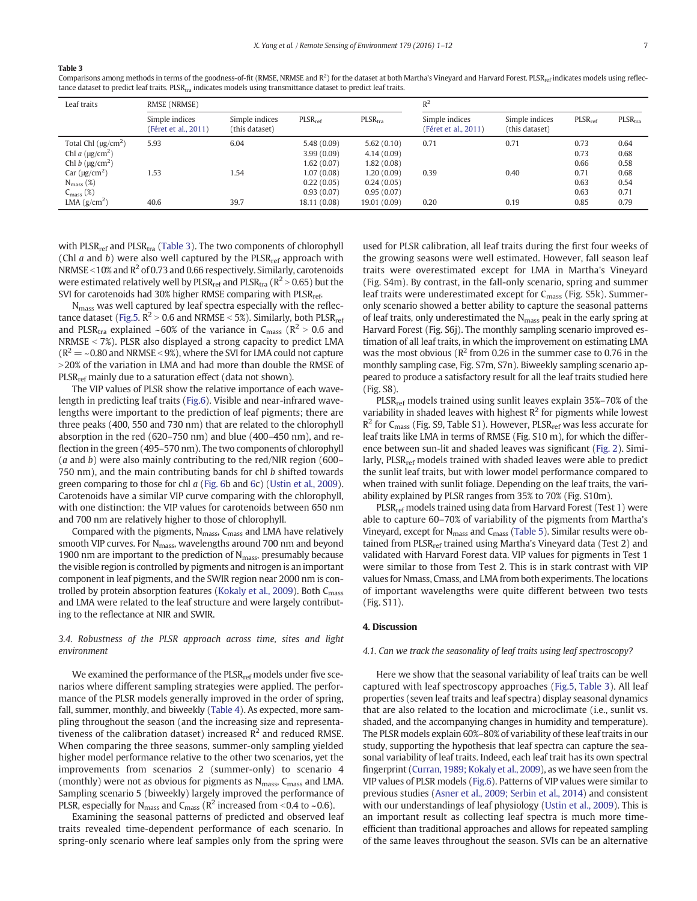**Table 3**

Comparisons among methods in terms of the goodness-of-fit (RMSE, NRMSE and $R^2$) for the dataset at both Martha's Vineyard and Harvard Forest. $PLSR_{ref}$ indicates models using reflectance dataset to predict leaf traits. $PLSR_{tra}$ indicates models using transmittance dataset to predict leaf traits.

| Leaf traits | RMSE (NRMSE) | | | | $R^2$ | | | |
|---|---|---|---|---|---|---|---|---|
| | Simple indices (Féret et al., 2011) | Simple indices (this dataset) | $PLSR_{ref}$ | $PLSR_{tra}$ | Simple indices (Féret et al., 2011) | Simple indices (this dataset) | $PLSR_{ref}$ | $PLSR_{tra}$ |
| Total Chl ($\mu g/cm^2$) | 5.93 | 6.04 | 5.48 (0.09) | 5.62 (0.10) | 0.71 | 0.71 | 0.73 | 0.64 |
| Chl *a* ($\mu g/cm^2$) | | | 3.99 (0.09) | 4.14 (0.09) | | | 0.73 | 0.68 |
| Chl *b* ($\mu g/cm^2$) | | | 1.62 (0.07) | 1.82 (0.08) | | | 0.66 | 0.58 |
| Car ($\mu g/cm^2$) | 1.53 | 1.54 | 1.07 (0.08) | 1.20 (0.09) | 0.39 | 0.40 | 0.71 | 0.68 |
| $N_{mass}$ (%) | | | 0.22 (0.05) | 0.24 (0.05) | | | 0.63 | 0.54 |
| $C_{mass}$ (%) | | | 0.93 (0.07) | 0.95 (0.07) | | | 0.63 | 0.71 |
| LMA ($g/cm^2$) | 40.6 | 39.7 | 18.11 (0.08) | 19.01 (0.09) | 0.20 | 0.19 | 0.85 | 0.79 |

with $PLSR_{ref}$ and $PLSR_{tra}$ (Table 3). The two components of chlorophyll (Chl *a* and *b*) were also well captured by the $PLSR_{ref}$ approach with NRMSE < 10% and $R^2$ of 0.73 and 0.66 respectively. Similarly, carotenoids were estimated relatively well by $PLSR_{ref}$ and $PLSR_{tra}$ ($R^2 > 0.65$) but the SVI for carotenoids had 30% higher RMSE comparing with $PLSR_{ref}$.

$N_{mass}$ was well captured by leaf spectra especially with the reflectance dataset (Fig.5. $R^2 > 0.6$ and NRMSE < 5%). Similarly, both $PLSR_{ref}$ and $PLSR_{tra}$ explained ~60% of the variance in $C_{mass}$ ($R^2 > 0.6$ and NRMSE < 7%). PLSR also displayed a strong capacity to predict LMA ($R^2 = \sim 0.80$ and NRMSE < 9%), where the SVI for LMA could not capture >20% of the variation in LMA and had more than double the RMSE of $PLSR_{ref}$ mainly due to a saturation effect (data not shown).

The VIP values of PLSR show the relative importance of each wavelength in predicting leaf traits (Fig.6). Visible and near-infrared wavelengths were important to the prediction of leaf pigments; there are three peaks (400, 550 and 730 nm) that are related to the chlorophyll absorption in the red (620–750 nm) and blue (400–450 nm), and reflection in the green (495–570 nm). The two components of chlorophyll (*a* and *b*) were also mainly contributing to the red/NIR region (600–750 nm), and the main contributing bands for chl *b* shifted towards green comparing to those for chl *a* (Fig. 6b and 6c) (Ustin et al., 2009). Carotenoids have a similar VIP curve comparing with the chlorophyll, with one distinction: the VIP values for carotenoids between 650 nm and 700 nm are relatively higher to those of chlorophyll.

Compared with the pigments, $N_{mass}$, $C_{mass}$ and LMA have relatively smooth VIP curves. For $N_{mass}$, wavelengths around 700 nm and beyond 1900 nm are important to the prediction of $N_{mass}$, presumably because the visible region is controlled by pigments and nitrogen is an important component in leaf pigments, and the SWIR region near 2000 nm is controlled by protein absorption features (Kokaly et al., 2009). Both $C_{mass}$ and LMA were related to the leaf structure and were largely contributing to the reflectance at NIR and SWIR.

### 3.4. Robustness of the PLSR approach across time, sites and light environment

We examined the performance of the $PLSR_{ref}$ models under five scenarios where different sampling strategies were applied. The performance of the PLSR models generally improved in the order of spring, fall, summer, monthly, and biweekly (Table 4). As expected, more sampling throughout the season (and the increasing size and representativeness of the calibration dataset) increased $R^2$ and reduced RMSE. When comparing the three seasons, summer-only sampling yielded higher model performance relative to the other two scenarios, yet the improvements from scenarios 2 (summer-only) to scenario 4 (monthly) were not as obvious for pigments as $N_{mass}$, $C_{mass}$ and LMA. Sampling scenario 5 (biweekly) largely improved the performance of PLSR, especially for $N_{mass}$ and $C_{mass}$ ($R^2$ increased from <0.4 to ~0.6).

Examining the seasonal patterns of predicted and observed leaf traits revealed time-dependent performance of each scenario. In spring-only scenario where leaf samples only from the spring were used for PLSR calibration, all leaf traits during the first four weeks of the growing seasons were well estimated. However, fall season leaf traits were overestimated except for LMA in Martha's Vineyard (Fig. S4m). By contrast, in the fall-only scenario, spring and summer leaf traits were underestimated except for $C_{mass}$ (Fig. S5k). Summer-only scenario showed a better ability to capture the seasonal patterns of leaf traits, only underestimated the $N_{mass}$ peak in the early spring at Harvard Forest (Fig. S6j). The monthly sampling scenario improved estimation of all leaf traits, in which the improvement on estimating LMA was the most obvious ($R^2$ from 0.26 in the summer case to 0.76 in the monthly sampling case, Fig. S7m, S7n). Biweekly sampling scenario appeared to produce a satisfactory result for all the leaf traits studied here (Fig. S8).

$PLSR_{ref}$ models trained using sunlit leaves explain 35%–70% of the variability in shaded leaves with highest $R^2$ for pigments while lowest $R^2$ for $C_{mass}$ (Fig. S9, Table S1). However, $PLSR_{ref}$ was less accurate for leaf traits like LMA in terms of RMSE (Fig. S10 m), for which the difference between sun-lit and shaded leaves was significant (Fig. 2). Similarly, $PLSR_{ref}$ models trained with shaded leaves were able to predict the sunlit leaf traits, but with lower model performance compared to when trained with sunlit foliage. Depending on the leaf traits, the variability explained by PLSR ranges from 35% to 70% (Fig. S10m).

$PLSR_{ref}$ models trained using data from Harvard Forest (Test 1) were able to capture 60–70% of variability of the pigments from Martha's Vineyard, except for $N_{mass}$ and $C_{mass}$ (Table 5). Similar results were obtained from $PLSR_{ref}$ trained using Martha's Vineyard data (Test 2) and validated with Harvard Forest data. VIP values for pigments in Test 1 were similar to those from Test 2. This is in stark contrast with VIP values for Nmass, Cmass, and LMA from both experiments. The locations of important wavelengths were quite different between two tests (Fig. S11).

## 4. Discussion

### 4.1. Can we track the seasonality of leaf traits using leaf spectroscopy?

Here we show that the seasonal variability of leaf traits can be well captured with leaf spectroscopy approaches (Fig.5, Table 3). All leaf properties (seven leaf traits and leaf spectra) display seasonal dynamics that are also related to the location and microclimate (i.e., sunlit vs. shaded, and the accompanying changes in humidity and temperature). The PLSR models explain 60%–80% of variability of these leaf traits in our study, supporting the hypothesis that leaf spectra can capture the seasonal variability of leaf traits. Indeed, each leaf trait has its own spectral fingerprint (Curran, 1989; Kokaly et al., 2009), as we have seen from the VIP values of PLSR models (Fig.6). Patterns of VIP values were similar to previous studies (Asner et al., 2009; Serbin et al., 2014) and consistent with our understandings of leaf physiology (Ustin et al., 2009). This is an important result as collecting leaf spectra is much more time-efficient than traditional approaches and allows for repeated sampling of the same leaves throughout the season. SVIs can be an alternative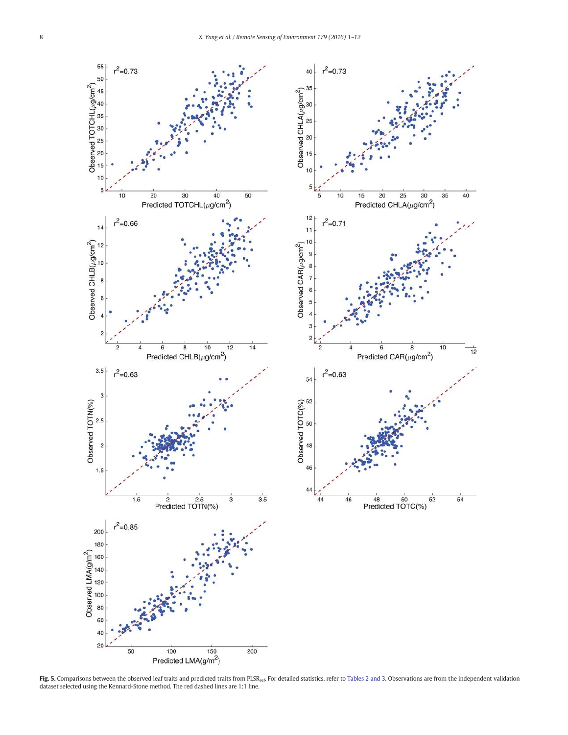**Fig. 5.** Comparisons between the observed leaf traits and predicted traits from $PLSR_{ref}$. For detailed statistics, refer to Tables 2 and 3. Observations are from the independent validation dataset selected using the Kennard-Stone method. The red dashed lines are 1:1 line.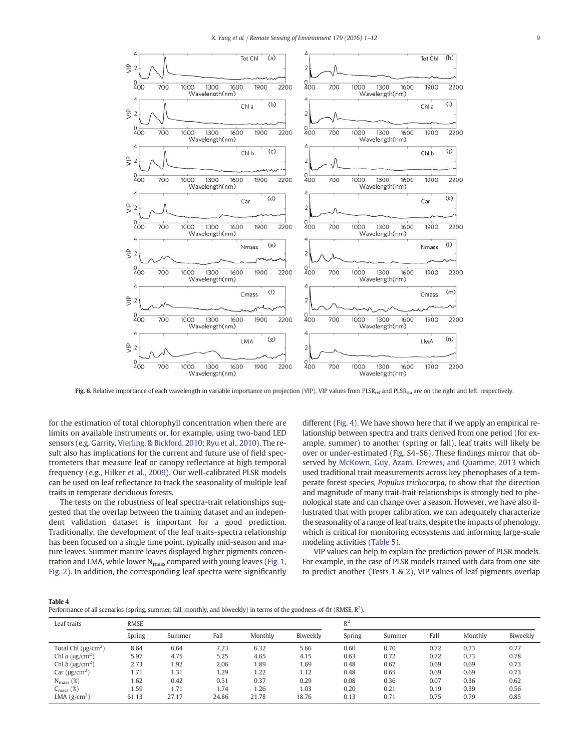Fig. 6. Relative importance of each wavelength in variable importance on projection (VIP). VIP values from $PLSR_{ref}$ and $PLSR_{tra}$ are on the right and left, respectively.

for the estimation of total chlorophyll concentration when there are limits on available instruments or, for example, using two-band LED sensors (e.g. Garrity, Vierling, & Bickford, 2010; Ryu et al., 2010). The result also has implications for the current and future use of field spectrometers that measure leaf or canopy reflectance at high temporal frequency (e.g., Hilker et al., 2009). Our well-calibrated PLSR models can be used on leaf reflectance to track the seasonality of multiple leaf traits in temperate deciduous forests.

The tests on the robustness of leaf spectra-trait relationships suggested that the overlap between the training dataset and an independent validation dataset is important for a good prediction. Traditionally, the development of the leaf traits-spectra relationship has been focused on a single time point, typically mid-season and mature leaves. Summer mature leaves displayed higher pigments concentration and LMA, while lower $N_{mass}$ compared with young leaves (Fig. 1, Fig. 2). In addition, the corresponding leaf spectra were significantly different (Fig. 4). We have shown here that if we apply an empirical relationship between spectra and traits derived from one period (for example, summer) to another (spring or fall), leaf traits will likely be over or under-estimated (Fig. S4–S6). These findings mirror that observed by McKown, Guy, Azam, Drewes, and Quamme, 2013 which used traditional trait measurements across key phenophases of a temperate forest species, *Populus trichocarpa*, to show that the direction and magnitude of many trait-trait relationships is strongly tied to phenological state and can change over a season. However, we have also illustrated that with proper calibration, we can adequately characterize the seasonality of a range of leaf traits, despite the impacts of phenology, which is critical for monitoring ecosystems and informing large-scale modeling activities (Table 5).

VIP values can help to explain the prediction power of PLSR models. For example, in the case of PLSR models trained with data from one site to predict another (Tests 1 & 2), VIP values of leaf pigments overlap

**Table 4**
Performance of all scenarios (spring, summer, fall, monthly, and biweekly) in terms of the goodness-of-fit (RMSE, $R^2$).

| Leaf traits | RMSE | | | | | $R^2$ | | | | |
|---|---|---|---|---|---|---|---|---|---|---|
| | Spring | Summer | Fall | Monthly | Biweekly | Spring | Summer | Fall | Monthly | Biweekly |
| Total Chl ($\mu g/cm^2$) | 8.64 | 6.64 | 7.23 | 6.32 | 5.66 | 0.60 | 0.70 | 0.72 | 0.73 | 0.77 |
| Chl *a* ($\mu g/cm^2$) | 5.97 | 4.75 | 5.25 | 4.65 | 4.15 | 0.63 | 0.72 | 0.72 | 0.73 | 0.78 |
| Chl *b* ($\mu g/cm^2$) | 2.73 | 1.92 | 2.06 | 1.89 | 1.69 | 0.48 | 0.67 | 0.69 | 0.69 | 0.73 |
| Car ($\mu g/cm^2$) | 1.71 | 1.31 | 1.29 | 1.22 | 1.12 | 0.48 | 0.65 | 0.69 | 0.69 | 0.73 |
| $N_{mass}$ (%) | 1.62 | 0.42 | 0.51 | 0.37 | 0.29 | 0.08 | 0.36 | 0.07 | 0.36 | 0.62 |
| $C_{mass}$ (%) | 1.59 | 1.71 | 1.74 | 1.26 | 1.03 | 0.20 | 0.21 | 0.19 | 0.39 | 0.56 |
| LMA ($g/cm^2$) | 61.13 | 27.17 | 24.86 | 21.78 | 18.76 | 0.13 | 0.71 | 0.75 | 0.79 | 0.85 |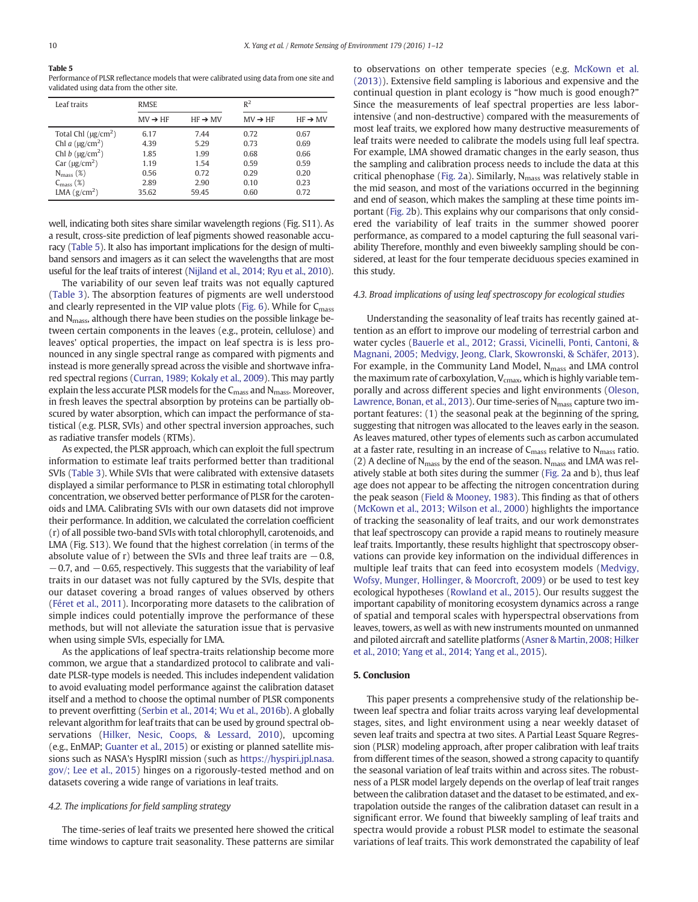**Table 5**
Performance of PLSR reflectance models that were calibrated using data from one site and validated using data from the other site.

| Leaf traits | RMSE | | $R^2$ | |
|---|---|---|---|---|
| | MV → HF | HF → MV | MV → HF | HF → MV |
| Total Chl (μg/cm$^2$) | 6.17 | 7.44 | 0.72 | 0.67 |
| Chl *a* (μg/cm$^2$) | 4.39 | 5.29 | 0.73 | 0.69 |
| Chl *b* (μg/cm$^2$) | 1.85 | 1.99 | 0.68 | 0.66 |
| Car (μg/cm$^2$) | 1.19 | 1.54 | 0.59 | 0.59 |
| $N_{mass}$ (%) | 0.56 | 0.72 | 0.29 | 0.20 |
| $C_{mass}$ (%) | 2.89 | 2.90 | 0.10 | 0.23 |
| LMA (g/cm$^2$) | 35.62 | 59.45 | 0.60 | 0.72 |

well, indicating both sites share similar wavelength regions (Fig. S11). As a result, cross-site prediction of leaf pigments showed reasonable accuracy (Table 5). It also has important implications for the design of multi-band sensors and imagers as it can select the wavelengths that are most useful for the leaf traits of interest (Nijland et al., 2014; Ryu et al., 2010).

The variability of our seven leaf traits was not equally captured (Table 3). The absorption features of pigments are well understood and clearly represented in the VIP value plots (Fig. 6). While for $C_{mass}$ and $N_{mass}$, although there have been studies on the possible linkage between certain components in the leaves (e.g., protein, cellulose) and leaves' optical properties, the impact on leaf spectra is is less pronounced in any single spectral range as compared with pigments and instead is more generally spread across the visible and shortwave infrared spectral regions (Curran, 1989; Kokaly et al., 2009). This may partly explain the less accurate PLSR models for the $C_{mass}$ and $N_{mass}$. Moreover, in fresh leaves the spectral absorption by proteins can be partially obscured by water absorption, which can impact the performance of statistical (e.g. PLSR, SVIs) and other spectral inversion approaches, such as radiative transfer models (RTMs).

As expected, the PLSR approach, which can exploit the full spectrum information to estimate leaf traits performed better than traditional SVIs (Table 3). While SVIs that were calibrated with extensive datasets displayed a similar performance to PLSR in estimating total chlorophyll concentration, we observed better performance of PLSR for the carotenoids and LMA. Calibrating SVIs with our own datasets did not improve their performance. In addition, we calculated the correlation coefficient (r) of all possible two-band SVIs with total chlorophyll, carotenoids, and LMA (Fig. S13). We found that the highest correlation (in terms of the absolute value of r) between the SVIs and three leaf traits are −0.8, −0.7, and −0.65, respectively. This suggests that the variability of leaf traits in our dataset was not fully captured by the SVIs, despite that our dataset covering a broad ranges of values observed by others (Féret et al., 2011). Incorporating more datasets to the calibration of simple indices could potentially improve the performance of these methods, but will not alleviate the saturation issue that is pervasive when using simple SVIs, especially for LMA.

As the applications of leaf spectra-traits relationship become more common, we argue that a standardized protocol to calibrate and validate PLSR-type models is needed. This includes independent validation to avoid evaluating model performance against the calibration dataset itself and a method to choose the optimal number of PLSR components to prevent overfitting (Serbin et al., 2014; Wu et al., 2016b). A globally relevant algorithm for leaf traits that can be used by ground spectral observations (Hilker, Nesic, Coops, & Lessard, 2010), upcoming (e.g., EnMAP; Guanter et al., 2015) or existing or planned satellite missions such as NASA's HyspIRI mission (such as https://hyspiri.jpl.nasa.gov/; Lee et al., 2015) hinges on a rigorously-tested method and on datasets covering a wide range of variations in leaf traits.

### 4.2. The implications for field sampling strategy

The time-series of leaf traits we presented here showed the critical time windows to capture trait seasonality. These patterns are similar to observations on other temperate species (e.g. McKown et al. (2013)). Extensive field sampling is laborious and expensive and the continual question in plant ecology is "how much is good enough?" Since the measurements of leaf spectral properties are less labor-intensive (and non-destructive) compared with the measurements of most leaf traits, we explored how many destructive measurements of leaf traits were needed to calibrate the models using full leaf spectra. For example, LMA showed dramatic changes in the early season, thus the sampling and calibration process needs to include the data at this critical phenophase (Fig. 2a). Similarly, $N_{mass}$ was relatively stable in the mid season, and most of the variations occurred in the beginning and end of season, which makes the sampling at these time points important (Fig. 2b). This explains why our comparisons that only considered the variability of leaf traits in the summer showed poorer performance, as compared to a model capturing the full seasonal variability Therefore, monthly and even biweekly sampling should be considered, at least for the four temperate deciduous species examined in this study.

### 4.3. Broad implications of using leaf spectroscopy for ecological studies

Understanding the seasonality of leaf traits has recently gained attention as an effort to improve our modeling of terrestrial carbon and water cycles (Bauerle et al., 2012; Grassi, Vicinelli, Ponti, Cantoni, & Magnani, 2005; Medvigy, Jeong, Clark, Skowronski, & Schäfer, 2013). For example, in the Community Land Model, $N_{mass}$ and LMA control the maximum rate of carboxylation, $V_{cmax}$, which is highly variable temporally and across different species and light environments (Oleson, Lawrence, Bonan, et al., 2013). Our time-series of $N_{mass}$ capture two important features: (1) the seasonal peak at the beginning of the spring, suggesting that nitrogen was allocated to the leaves early in the season. As leaves matured, other types of elements such as carbon accumulated at a faster rate, resulting in an increase of $C_{mass}$ relative to $N_{mass}$ ratio. (2) A decline of $N_{mass}$ by the end of the season. $N_{mass}$ and LMA was relatively stable at both sites during the summer (Fig. 2a and b), thus leaf age does not appear to be affecting the nitrogen concentration during the peak season (Field & Mooney, 1983). This finding as that of others (McKown et al., 2013; Wilson et al., 2000) highlights the importance of tracking the seasonality of leaf traits, and our work demonstrates that leaf spectroscopy can provide a rapid means to routinely measure leaf traits. Importantly, these results highlight that spectroscopy observations can provide key information on the individual differences in multiple leaf traits that can feed into ecosystem models (Medvigy, Wofsy, Munger, Hollinger, & Moorcroft, 2009) or be used to test key ecological hypotheses (Rowland et al., 2015). Our results suggest the important capability of monitoring ecosystem dynamics across a range of spatial and temporal scales with hyperspectral observations from leaves, towers, as well as with new instruments mounted on unmanned and piloted aircraft and satellite platforms (Asner & Martin, 2008; Hilker et al., 2010; Yang et al., 2014; Yang et al., 2015).

## 5. Conclusion

This paper presents a comprehensive study of the relationship between leaf spectra and foliar traits across varying leaf developmental stages, sites, and light environment using a near weekly dataset of seven leaf traits and spectra at two sites. A Partial Least Square Regression (PLSR) modeling approach, after proper calibration with leaf traits from different times of the season, showed a strong capacity to quantify the seasonal variation of leaf traits within and across sites. The robustness of a PLSR model largely depends on the overlap of leaf trait ranges between the calibration dataset and the dataset to be estimated, and extrapolation outside the ranges of the calibration dataset can result in a significant error. We found that biweekly sampling of leaf traits and spectra would provide a robust PLSR model to estimate the seasonal variations of leaf traits. This work demonstrated the capability of leaf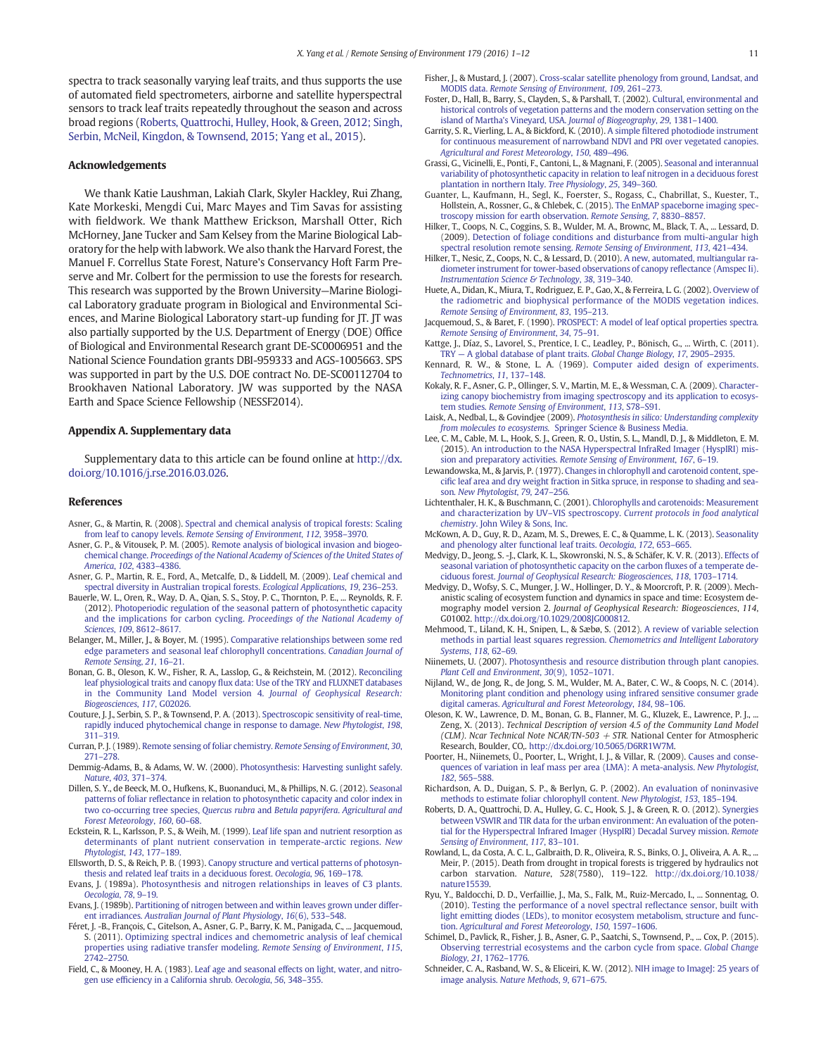spectra to track seasonally varying leaf traits, and thus supports the use of automated field spectrometers, airborne and satellite hyperspectral sensors to track leaf traits repeatedly throughout the season and across broad regions (Roberts, Quattrochi, Hulley, Hook, & Green, 2012; Singh, Serbin, McNeil, Kingdon, & Townsend, 2015; Yang et al., 2015).

## Acknowledgements

We thank Katie Laushman, Lakiah Clark, Skyler Hackley, Rui Zhang, Kate Morkeski, Mengdi Cui, Marc Mayes and Tim Savas for assisting with fieldwork. We thank Matthew Erickson, Marshall Otter, Rich McHorney, Jane Tucker and Sam Kelsey from the Marine Biological Laboratory for the help with labwork. We also thank the Harvard Forest, the Manuel F. Correllus State Forest, Nature's Conservancy Hoft Farm Preserve and Mr. Colbert for the permission to use the forests for research. This research was supported by the Brown University—Marine Biological Laboratory graduate program in Biological and Environmental Sciences, and Marine Biological Laboratory start-up funding for JT. JT was also partially supported by the U.S. Department of Energy (DOE) Office of Biological and Environmental Research grant DE-SC0006951 and the National Science Foundation grants DBI-959333 and AGS-1005663. SPS was supported in part by the U.S. DOE contract No. DE-SC00112704 to Brookhaven National Laboratory. JW was supported by the NASA Earth and Space Science Fellowship (NESSF2014).

## Appendix A. Supplementary data

Supplementary data to this article can be found online at http://dx.doi.org/10.1016/j.rse.2016.03.026.

## References

Asner, G., & Martin, R. (2008). Spectral and chemical analysis of tropical forests: Scaling from leaf to canopy levels. *Remote Sensing of Environment*, *112*, 3958–3970.

Asner, G. P., & Vitousek, P. M. (2005). Remote analysis of biological invasion and biogeochemical change. *Proceedings of the National Academy of Sciences of the United States of America*, *102*, 4383–4386.

Asner, G. P., Martin, R. E., Ford, A., Metcalfe, D., & Liddell, M. (2009). Leaf chemical and spectral diversity in Australian tropical forests. *Ecological Applications*, *19*, 236–253.

Bauerle, W. L., Oren, R., Way, D. A., Qian, S. S., Stoy, P. C., Thornton, P. E., ... Reynolds, R. F. (2012). Photoperiodic regulation of the seasonal pattern of photosynthetic capacity and the implications for carbon cycling. *Proceedings of the National Academy of Sciences*, *109*, 8612–8617.

Belanger, M., Miller, J., & Boyer, M. (1995). Comparative relationships between some red edge parameters and seasonal leaf chlorophyll concentrations. *Canadian Journal of Remote Sensing*, *21*, 16–21.

Bonan, G. B., Oleson, K. W., Fisher, R. A., Lasslop, G., & Reichstein, M. (2012). Reconciling leaf physiological traits and canopy flux data: Use of the TRY and FLUXNET databases in the Community Land Model version 4. *Journal of Geophysical Research: Biogeosciences*, *117*, G02026.

Couture, J. J., Serbin, S. P., & Townsend, P. A. (2013). Spectroscopic sensitivity of real-time, rapidly induced phytochemical change in response to damage. *New Phytologist*, *198*, 311–319.

Curran, P. J. (1989). Remote sensing of foliar chemistry. *Remote Sensing of Environment*, *30*, 271–278.

Demmig-Adams, B., & Adams, W. W. (2000). Photosynthesis: Harvesting sunlight safely. *Nature*, *403*, 371–374.

Dillen, S. Y., de Beeck, M. O., Hufkens, K., Buonanduci, M., & Phillips, N. G. (2012). Seasonal patterns of foliar reflectance in relation to photosynthetic capacity and color index in two co-occurring tree species, *Quercus rubra* and *Betula papyrifera*. *Agricultural and Forest Meteorology*, *160*, 60–68.

Eckstein, R. L., Karlsson, P. S., & Weih, M. (1999). Leaf life span and nutrient resorption as determinants of plant nutrient conservation in temperate-arctic regions. *New Phytologist*, *143*, 177–189.

Ellsworth, D. S., & Reich, P. B. (1993). Canopy structure and vertical patterns of photosynthesis and related leaf traits in a deciduous forest. *Oecologia*, *96*, 169–178.

Evans, J. (1989a). Photosynthesis and nitrogen relationships in leaves of C3 plants. *Oecologia*, *78*, 9–19.

Evans, J. (1989b). Partitioning of nitrogen between and within leaves grown under different irradiances. *Australian Journal of Plant Physiology*, *16*(6), 533–548.

Féret, J. -B., François, C., Gitelson, A., Asner, G. P., Barry, K. M., Panigada, C., ... Jacquemoud, S. (2011). Optimizing spectral indices and chemometric analysis of leaf chemical properties using radiative transfer modeling. *Remote Sensing of Environment*, *115*, 2742–2750.

Field, C., & Mooney, H. A. (1983). Leaf age and seasonal effects on light, water, and nitrogen use efficiency in a California shrub. *Oecologia*, *56*, 348–355.

Fisher, J., & Mustard, J. (2007). Cross-scalar satellite phenology from ground, Landsat, and MODIS data. *Remote Sensing of Environment*, *109*, 261–273.

Foster, D., Hall, B., Barry, S., Clayden, S., & Parshall, T. (2002). Cultural, environmental and historical controls of vegetation patterns and the modern conservation setting on the island of Martha's Vineyard, USA. *Journal of Biogeography*, *29*, 1381–1400.

Garrity, S. R., Vierling, L. A., & Bickford, K. (2010). A simple filtered photodiode instrument for continuous measurement of narrowband NDVI and PRI over vegetated canopies. *Agricultural and Forest Meteorology*, *150*, 489–496.

Grassi, G., Vicinelli, E., Ponti, F., Cantoni, L., & Magnani, F. (2005). Seasonal and interannual variability of photosynthetic capacity in relation to leaf nitrogen in a deciduous forest plantation in northern Italy. *Tree Physiology*, *25*, 349–360.

Guanter, L., Kaufmann, H., Segl, K., Foerster, S., Rogass, C., Chabrillat, S., Kuester, T., Hollstein, A., Rossner, G., & Chlebek, C. (2015). The EnMAP spaceborne imaging spectroscopy mission for earth observation. *Remote Sensing*, *7*, 8830–8857.

Hilker, T., Coops, N. C., Coggins, S. B., Wulder, M. A., Brownc, M., Black, T. A., ... Lessard, D. (2009). Detection of foliage conditions and disturbance from multi-angular high spectral resolution remote sensing. *Remote Sensing of Environment*, *113*, 421–434.

Hilker, T., Nesic, Z., Coops, N. C., & Lessard, D. (2010). A new, automated, multiangular radiometer instrument for tower-based observations of canopy reflectance (Amspec Ii). *Instrumentation Science & Technology*, *38*, 319–340.

Huete, A., Didan, K., Miura, T., Rodriguez, E. P., Gao, X., & Ferreira, L. G. (2002). Overview of the radiometric and biophysical performance of the MODIS vegetation indices. *Remote Sensing of Environment*, *83*, 195–213.

Jacquemoud, S., & Baret, F. (1990). PROSPECT: A model of leaf optical properties spectra. *Remote Sensing of Environment*, *34*, 75–91.

Kattge, J., Díaz, S., Lavorel, S., Prentice, I. C., Leadley, P., Bönisch, G., ... Wirth, C. (2011). TRY — A global database of plant traits. *Global Change Biology*, *17*, 2905–2935.

Kennard, R. W., & Stone, L. A. (1969). Computer aided design of experiments. *Technometrics*, *11*, 137–148.

Kokaly, R. F., Asner, G. P., Ollinger, S. V., Martin, M. E., & Wessman, C. A. (2009). Characterizing canopy biochemistry from imaging spectroscopy and its application to ecosystem studies. *Remote Sensing of Environment*, *113*, S78–S91.

Laisk, A., Nedbal, L., & Govindjee (2009). *Photosynthesis in silico: Understanding complexity from molecules to ecosystems*. Springer Science & Business Media.

Lee, C. M., Cable, M. L., Hook, S. J., Green, R. O., Ustin, S. L., Mandl, D. J., & Middleton, E. M. (2015). An introduction to the NASA Hyperspectral InfraRed Imager (HyspIRI) mission and preparatory activities. *Remote Sensing of Environment*, *167*, 6–19.

Lewandowska, M., & Jarvis, P. (1977). Changes in chlorophyll and carotenoid content, specific leaf area and dry weight fraction in Sitka spruce, in response to shading and season. *New Phytologist*, *79*, 247–256.

Lichtenthaler, H. K., & Buschmann, C. (2001). Chlorophylls and carotenoids: Measurement and characterization by UV–VIS spectroscopy. *Current protocols in food analytical chemistry*. John Wiley & Sons, Inc.

McKown, A. D., Guy, R. D., Azam, M. S., Drewes, E. C., & Quamme, L. K. (2013). Seasonality and phenology alter functional leaf traits. *Oecologia*, *172*, 653–665.

Medvigy, D., Jeong, S. -J., Clark, K. L., Skowronski, N. S., & Schäfer, K. V. R. (2013). Effects of seasonal variation of photosynthetic capacity on the carbon fluxes of a temperate deciduous forest. *Journal of Geophysical Research: Biogeosciences*, *118*, 1703–1714.

Medvigy, D., Wofsy, S. C., Munger, J. W., Hollinger, D. Y., & Moorcroft, P. R. (2009). Mechanistic scaling of ecosystem function and dynamics in space and time: Ecosystem demography model version 2. *Journal of Geophysical Research: Biogeosciences*, *114*, G01002. http://dx.doi.org/10.1029/2008JG000812.

Mehmood, T., Liland, K. H., Snipen, L., & Sæbø, S. (2012). A review of variable selection methods in partial least squares regression. *Chemometrics and Intelligent Laboratory Systems*, *118*, 62–69.

Niinemets, U. (2007). Photosynthesis and resource distribution through plant canopies. *Plant Cell and Environment*, *30*(9), 1052–1071.

Nijland, W., de Jong, R., de Jong, S. M., Wulder, M. A., Bater, C. W., & Coops, N. C. (2014). Monitoring plant condition and phenology using infrared sensitive consumer grade digital cameras. *Agricultural and Forest Meteorology*, *184*, 98–106.

Oleson, K. W., Lawrence, D. M., Bonan, G. B., Flanner, M. G., Kluzek, E., Lawrence, P. J., ... Zeng, X. (2013). *Technical Description of version 4.5 of the Community Land Model (CLM)*. *Ncar Technical Note NCAR/TN-503 + STR.* National Center for Atmospheric Research, Boulder, CO,. http://dx.doi.org/10.5065/D6RR1W7M.

Poorter, H., Niinemets, Ü., Poorter, L., Wright, I. J., & Villar, R. (2009). Causes and consequences of variation in leaf mass per area (LMA): A meta-analysis. *New Phytologist*, *182*, 565–588.

Richardson, A. D., Duigan, S. P., & Berlyn, G. P. (2002). An evaluation of noninvasive methods to estimate foliar chlorophyll content. *New Phytologist*, *153*, 185–194.

Roberts, D. A., Quattrochi, D. A., Hulley, G. C., Hook, S. J., & Green, R. O. (2012). Synergies between VSWIR and TIR data for the urban environment: An evaluation of the potential for the Hyperspectral Infrared Imager (HyspIRI) Decadal Survey mission. *Remote Sensing of Environment*, *117*, 83–101.

Rowland, L., da Costa, A. C. L., Galbraith, D. R., Oliveira, R. S., Binks, O. J., Oliveira, A. A. R., ... Meir, P. (2015). Death from drought in tropical forests is triggered by hydraulics not carbon starvation. *Nature*, *528*(7580), 119–122. http://dx.doi.org/10.1038/nature15539.

Ryu, Y., Baldocchi, D. D., Verfaillie, J., Ma, S., Falk, M., Ruiz-Mercado, I., ... Sonnentag, O. (2010). Testing the performance of a novel spectral reflectance sensor, built with light emitting diodes (LEDs), to monitor ecosystem metabolism, structure and function. *Agricultural and Forest Meteorology*, *150*, 1597–1606.

Schimel, D., Pavlick, R., Fisher, J. B., Asner, G. P., Saatchi, S., Townsend, P., ... Cox, P. (2015). Observing terrestrial ecosystems and the carbon cycle from space. *Global Change Biology*, *21*, 1762–1776.

Schneider, C. A., Rasband, W. S., & Eliceiri, K. W. (2012). NIH image to ImageJ: 25 years of image analysis. *Nature Methods*, *9*, 671–675.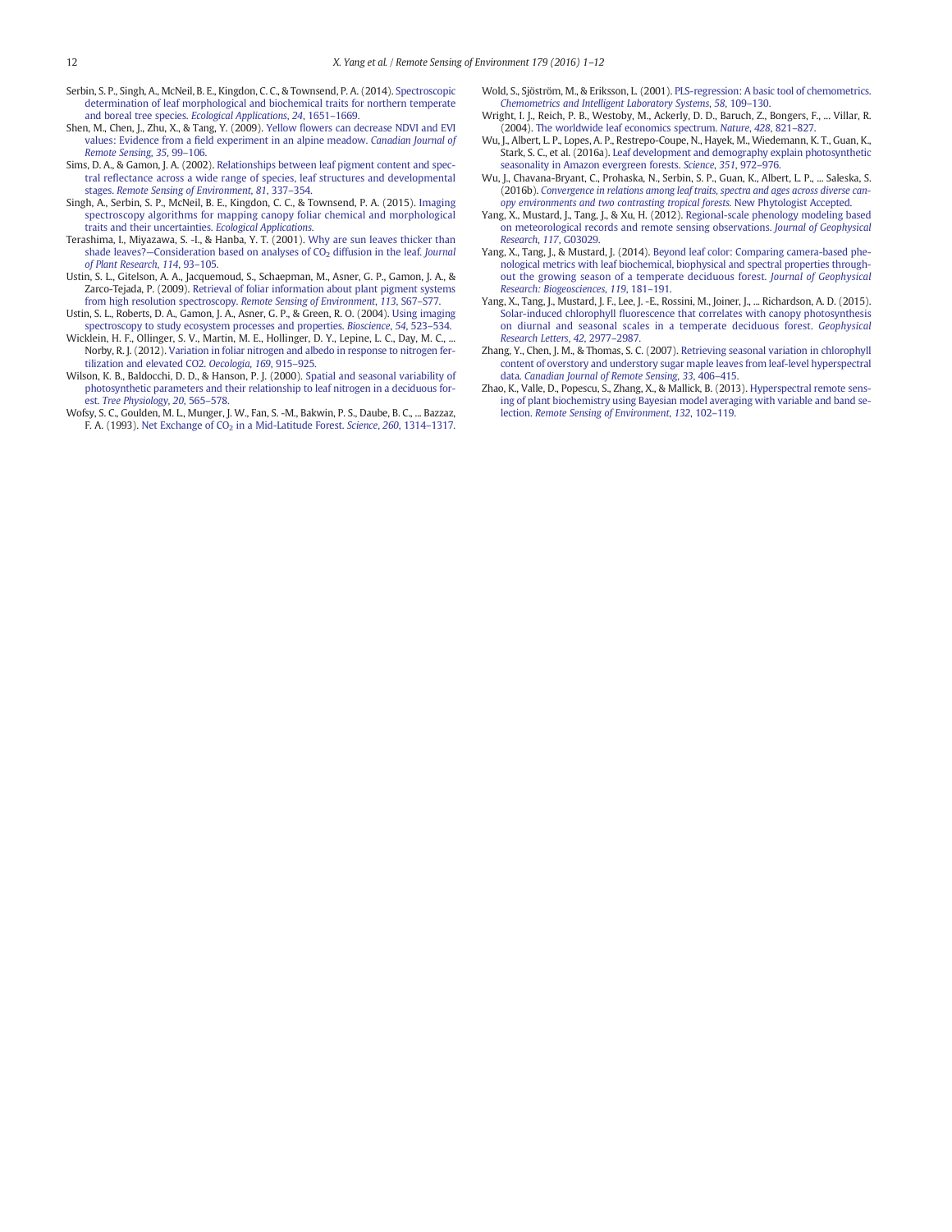Serbin, S. P., Singh, A., McNeil, B. E., Kingdon, C. C., & Townsend, P. A. (2014). Spectroscopic determination of leaf morphological and biochemical traits for northern temperate and boreal tree species. *Ecological Applications*, *24*, 1651–1669.

Shen, M., Chen, J., Zhu, X., & Tang, Y. (2009). Yellow flowers can decrease NDVI and EVI values: Evidence from a field experiment in an alpine meadow. *Canadian Journal of Remote Sensing*, *35*, 99–106.

Sims, D. A., & Gamon, J. A. (2002). Relationships between leaf pigment content and spectral reflectance across a wide range of species, leaf structures and developmental stages. *Remote Sensing of Environment*, *81*, 337–354.

Singh, A., Serbin, S. P., McNeil, B. E., Kingdon, C. C., & Townsend, P. A. (2015). Imaging spectroscopy algorithms for mapping canopy foliar chemical and morphological traits and their uncertainties. *Ecological Applications*.

Terashima, I., Miyazawa, S. -I., & Hanba, Y. T. (2001). Why are sun leaves thicker than shade leaves?—Consideration based on analyses of $CO_2$ diffusion in the leaf. *Journal of Plant Research*, *114*, 93–105.

Ustin, S. L., Gitelson, A. A., Jacquemoud, S., Schaepman, M., Asner, G. P., Gamon, J. A., & Zarco-Tejada, P. (2009). Retrieval of foliar information about plant pigment systems from high resolution spectroscopy. *Remote Sensing of Environment*, *113*, S67–S77.

Ustin, S. L., Roberts, D. A., Gamon, J. A., Asner, G. P., & Green, R. O. (2004). Using imaging spectroscopy to study ecosystem processes and properties. *Bioscience*, *54*, 523–534.

Wicklein, H. F., Ollinger, S. V., Martin, M. E., Hollinger, D. Y., Lepine, L. C., Day, M. C., ... Norby, R. J. (2012). Variation in foliar nitrogen and albedo in response to nitrogen fertilization and elevated CO2. *Oecologia*, *169*, 915–925.

Wilson, K. B., Baldocchi, D. D., & Hanson, P. J. (2000). Spatial and seasonal variability of photosynthetic parameters and their relationship to leaf nitrogen in a deciduous forest. *Tree Physiology*, *20*, 565–578.

Wofsy, S. C., Goulden, M. L., Munger, J. W., Fan, S. -M., Bakwin, P. S., Daube, B. C., ... Bazzaz, F. A. (1993). Net Exchange of $CO_2$ in a Mid-Latitude Forest. *Science*, *260*, 1314–1317.

Wold, S., Sjöström, M., & Eriksson, L. (2001). PLS-regression: A basic tool of chemometrics. *Chemometrics and Intelligent Laboratory Systems*, *58*, 109–130.

Wright, I. J., Reich, P. B., Westoby, M., Ackerly, D. D., Baruch, Z., Bongers, F., ... Villar, R. (2004). The worldwide leaf economics spectrum. *Nature*, *428*, 821–827.

Wu, J., Albert, L. P., Lopes, A. P., Restrepo-Coupe, N., Hayek, M., Wiedemann, K. T., Guan, K., Stark, S. C., et al. (2016a). Leaf development and demography explain photosynthetic seasonality in Amazon evergreen forests. *Science*, *351*, 972–976.

Wu, J., Chavana-Bryant, C., Prohaska, N., Serbin, S. P., Guan, K., Albert, L. P., ... Saleska, S. (2016b). *Convergence in relations among leaf traits, spectra and ages across diverse canopy environments and two contrasting tropical forests*. New Phytologist Accepted.

Yang, X., Mustard, J., Tang, J., & Xu, H. (2012). Regional-scale phenology modeling based on meteorological records and remote sensing observations. *Journal of Geophysical Research*, *117*, G03029.

Yang, X., Tang, J., & Mustard, J. (2014). Beyond leaf color: Comparing camera-based phenological metrics with leaf biochemical, biophysical and spectral properties throughout the growing season of a temperate deciduous forest. *Journal of Geophysical Research: Biogeosciences*, *119*, 181–191.

Yang, X., Tang, J., Mustard, J. F., Lee, J. -E., Rossini, M., Joiner, J., ... Richardson, A. D. (2015). Solar-induced chlorophyll fluorescence that correlates with canopy photosynthesis on diurnal and seasonal scales in a temperate deciduous forest. *Geophysical Research Letters*, *42*, 2977–2987.

Zhang, Y., Chen, J. M., & Thomas, S. C. (2007). Retrieving seasonal variation in chlorophyll content of overstory and understory sugar maple leaves from leaf-level hyperspectral data. *Canadian Journal of Remote Sensing*, *33*, 406–415.

Zhao, K., Valle, D., Popescu, S., Zhang, X., & Mallick, B. (2013). Hyperspectral remote sensing of plant biochemistry using Bayesian model averaging with variable and band selection. *Remote Sensing of Environment*, *132*, 102–119.